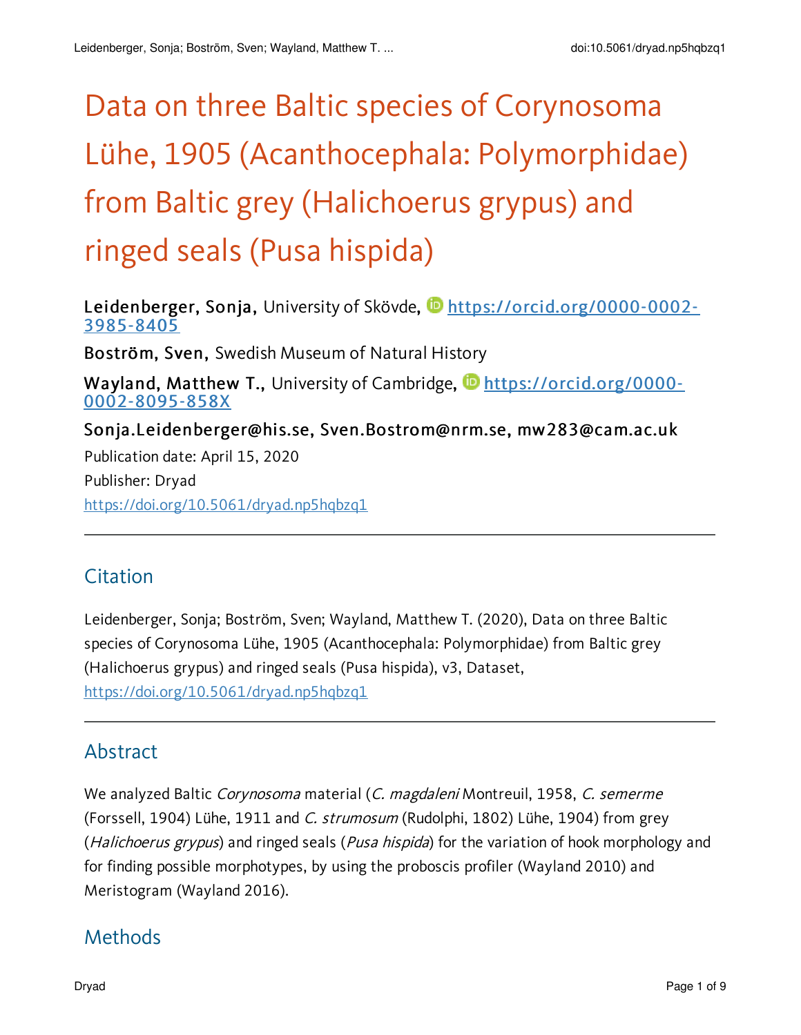# Data on three Baltic species of Corynosoma Lühe, 1905 (Acanthocephala: Polymorphidae) from Baltic grey (Halichoerus grypus) and ringed seals (Pusa hispida)

**Leidenberger, Sonja,** University of Skövde, https://orcid.org/0000-0002-3985-8405

**Boström, Sven,** Swedish Museum of Natural History

**Wayland, Matthew T.,** University of Cambridge, https://orcid.org/0000-0002-8095-858X

**Sonja.Leidenberger@his.se, Sven.Bostrom@nrm.se, mw283@cam.ac.uk**

Publication date: April 15, 2020

Publisher: Dryad

https://doi.org/10.5061/dryad.np5hqbzq1

## Citation

Leidenberger, Sonja; Boström, Sven; Wayland, Matthew T. (2020), Data on three Baltic species of Corynosoma Lühe, 1905 (Acanthocephala: Polymorphidae) from Baltic grey (Halichoerus grypus) and ringed seals (Pusa hispida), v3, Dataset, https://doi.org/10.5061/dryad.np5hqbzq1

## Abstract

We analyzed Baltic *Corynosoma* material (*C. magdaleni* Montreuil, 1958, *C. semerme* (Forssell, 1904) Lühe, 1911 and *C. strumosum* (Rudolphi, 1802) Lühe, 1904) from grey (*Halichoerus grypus*) and ringed seals (*Pusa hispida*) for the variation of hook morphology and for finding possible morphotypes, by using the proboscis profiler (Wayland 2010) and Meristogram (Wayland 2016).

## Methods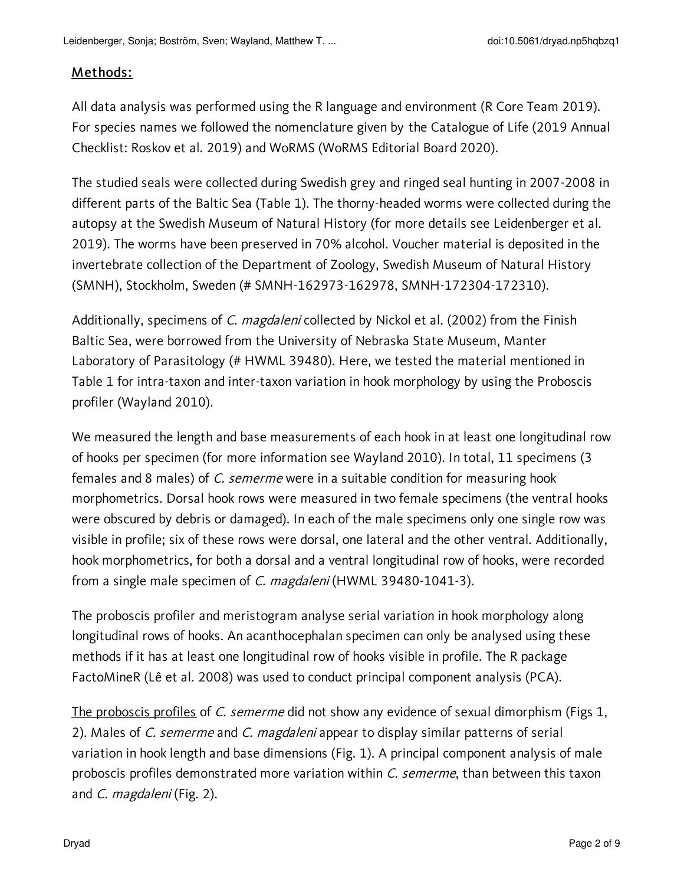## Methods:

All data analysis was performed using the R language and environment (R Core Team 2019). For species names we followed the nomenclature given by the Catalogue of Life (2019 Annual Checklist: Roskov et al. 2019) and WoRMS (WoRMS Editorial Board 2020).

The studied seals were collected during Swedish grey and ringed seal hunting in 2007-2008 in different parts of the Baltic Sea (Table 1). The thorny-headed worms were collected during the autopsy at the Swedish Museum of Natural History (for more details see Leidenberger et al. 2019). The worms have been preserved in 70% alcohol. Voucher material is deposited in the invertebrate collection of the Department of Zoology, Swedish Museum of Natural History (SMNH), Stockholm, Sweden (# SMNH-162973-162978, SMNH-172304-172310).

Additionally, specimens of *C. magdaleni* collected by Nickol et al. (2002) from the Finish Baltic Sea, were borrowed from the University of Nebraska State Museum, Manter Laboratory of Parasitology (# HWML 39480). Here, we tested the material mentioned in Table 1 for intra-taxon and inter-taxon variation in hook morphology by using the Proboscis profiler (Wayland 2010).

We measured the length and base measurements of each hook in at least one longitudinal row of hooks per specimen (for more information see Wayland 2010). In total, 11 specimens (3 females and 8 males) of *C. semerme* were in a suitable condition for measuring hook morphometrics. Dorsal hook rows were measured in two female specimens (the ventral hooks were obscured by debris or damaged). In each of the male specimens only one single row was visible in profile; six of these rows were dorsal, one lateral and the other ventral. Additionally, hook morphometrics, for both a dorsal and a ventral longitudinal row of hooks, were recorded from a single male specimen of *C. magdaleni* (HWML 39480-1041-3).

The proboscis profiler and meristogram analyse serial variation in hook morphology along longitudinal rows of hooks. An acanthocephalan specimen can only be analysed using these methods if it has at least one longitudinal row of hooks visible in profile. The R package FactoMineR (Lê et al. 2008) was used to conduct principal component analysis (PCA).

<u>The proboscis profiles</u> of *C. semerme* did not show any evidence of sexual dimorphism (Figs 1, 2). Males of *C. semerme* and *C. magdaleni* appear to display similar patterns of serial variation in hook length and base dimensions (Fig. 1). A principal component analysis of male proboscis profiles demonstrated more variation within *C. semerme*, than between this taxon and *C. magdaleni* (Fig. 2).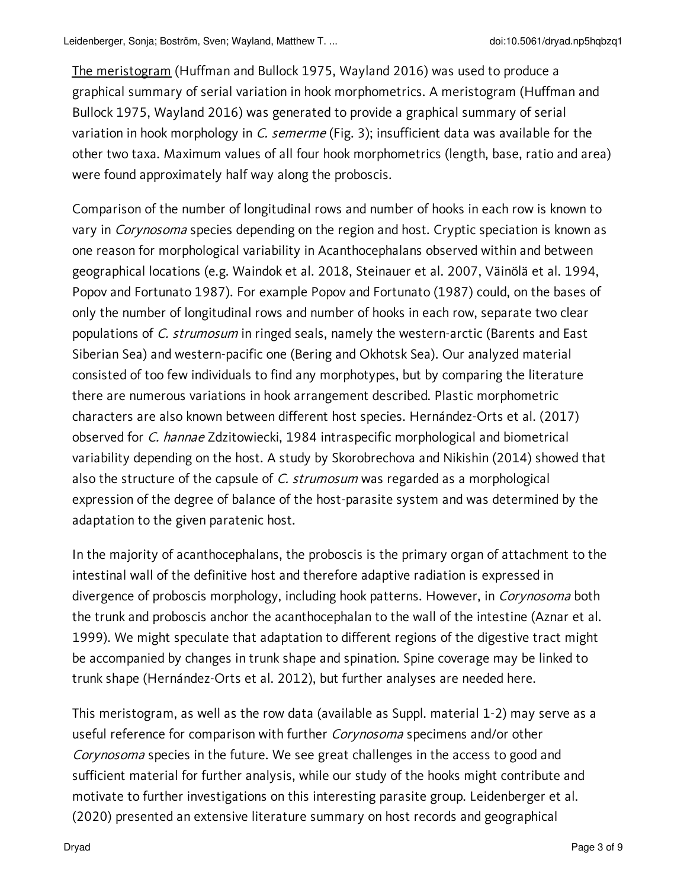The meristogram (Huffman and Bullock 1975, Wayland 2016) was used to produce a graphical summary of serial variation in hook morphometrics. A meristogram (Huffman and Bullock 1975, Wayland 2016) was generated to provide a graphical summary of serial variation in hook morphology in *C. semerme* (Fig. 3); insufficient data was available for the other two taxa. Maximum values of all four hook morphometrics (length, base, ratio and area) were found approximately half way along the proboscis.

Comparison of the number of longitudinal rows and number of hooks in each row is known to vary in *Corynosoma* species depending on the region and host. Cryptic speciation is known as one reason for morphological variability in Acanthocephalans observed within and between geographical locations (e.g. Waindok et al. 2018, Steinauer et al. 2007, Väinölä et al. 1994, Popov and Fortunato 1987). For example Popov and Fortunato (1987) could, on the bases of only the number of longitudinal rows and number of hooks in each row, separate two clear populations of *C. strumosum* in ringed seals, namely the western-arctic (Barents and East Siberian Sea) and western-pacific one (Bering and Okhotsk Sea). Our analyzed material consisted of too few individuals to find any morphotypes, but by comparing the literature there are numerous variations in hook arrangement described. Plastic morphometric characters are also known between different host species. Hernández-Orts et al. (2017) observed for *C. hannae* Zdzitowiecki, 1984 intraspecific morphological and biometrical variability depending on the host. A study by Skorobrechova and Nikishin (2014) showed that also the structure of the capsule of *C. strumosum* was regarded as a morphological expression of the degree of balance of the host-parasite system and was determined by the adaptation to the given paratenic host.

In the majority of acanthocephalans, the proboscis is the primary organ of attachment to the intestinal wall of the definitive host and therefore adaptive radiation is expressed in divergence of proboscis morphology, including hook patterns. However, in *Corynosoma* both the trunk and proboscis anchor the acanthocephalan to the wall of the intestine (Aznar et al. 1999). We might speculate that adaptation to different regions of the digestive tract might be accompanied by changes in trunk shape and spination. Spine coverage may be linked to trunk shape (Hernández-Orts et al. 2012), but further analyses are needed here.

This meristogram, as well as the row data (available as Suppl. material 1-2) may serve as a useful reference for comparison with further *Corynosoma* specimens and/or other *Corynosoma* species in the future. We see great challenges in the access to good and sufficient material for further analysis, while our study of the hooks might contribute and motivate to further investigations on this interesting parasite group. Leidenberger et al. (2020) presented an extensive literature summary on host records and geographical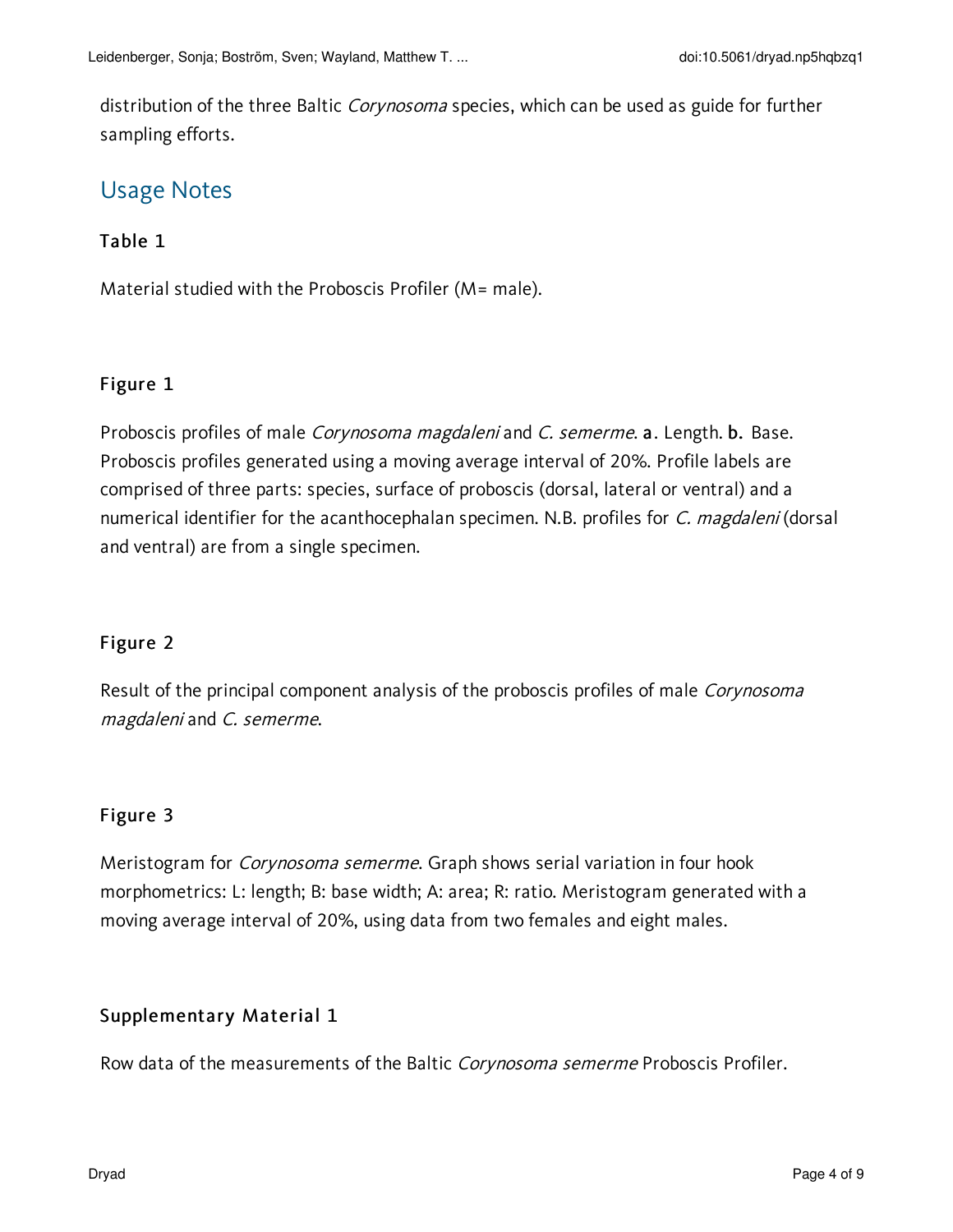distribution of the three Baltic *Corynosoma* species, which can be used as guide for further sampling efforts.

## Usage Notes

### Table 1

Material studied with the Proboscis Profiler (M= male).

### Figure 1

Proboscis profiles of male *Corynosoma magdaleni* and *C. semerme*. **a**. Length. **b.** Base. Proboscis profiles generated using a moving average interval of 20%. Profile labels are comprised of three parts: species, surface of proboscis (dorsal, lateral or ventral) and a numerical identifier for the acanthocephalan specimen. N.B. profiles for *C. magdaleni* (dorsal and ventral) are from a single specimen.

### Figure 2

Result of the principal component analysis of the proboscis profiles of male *Corynosoma magdaleni* and *C. semerme*.

### Figure 3

Meristogram for *Corynosoma semerme*. Graph shows serial variation in four hook morphometrics: L: length; B: base width; A: area; R: ratio. Meristogram generated with a moving average interval of 20%, using data from two females and eight males.

### Supplementary Material 1

Row data of the measurements of the Baltic *Corynosoma semerme* Proboscis Profiler.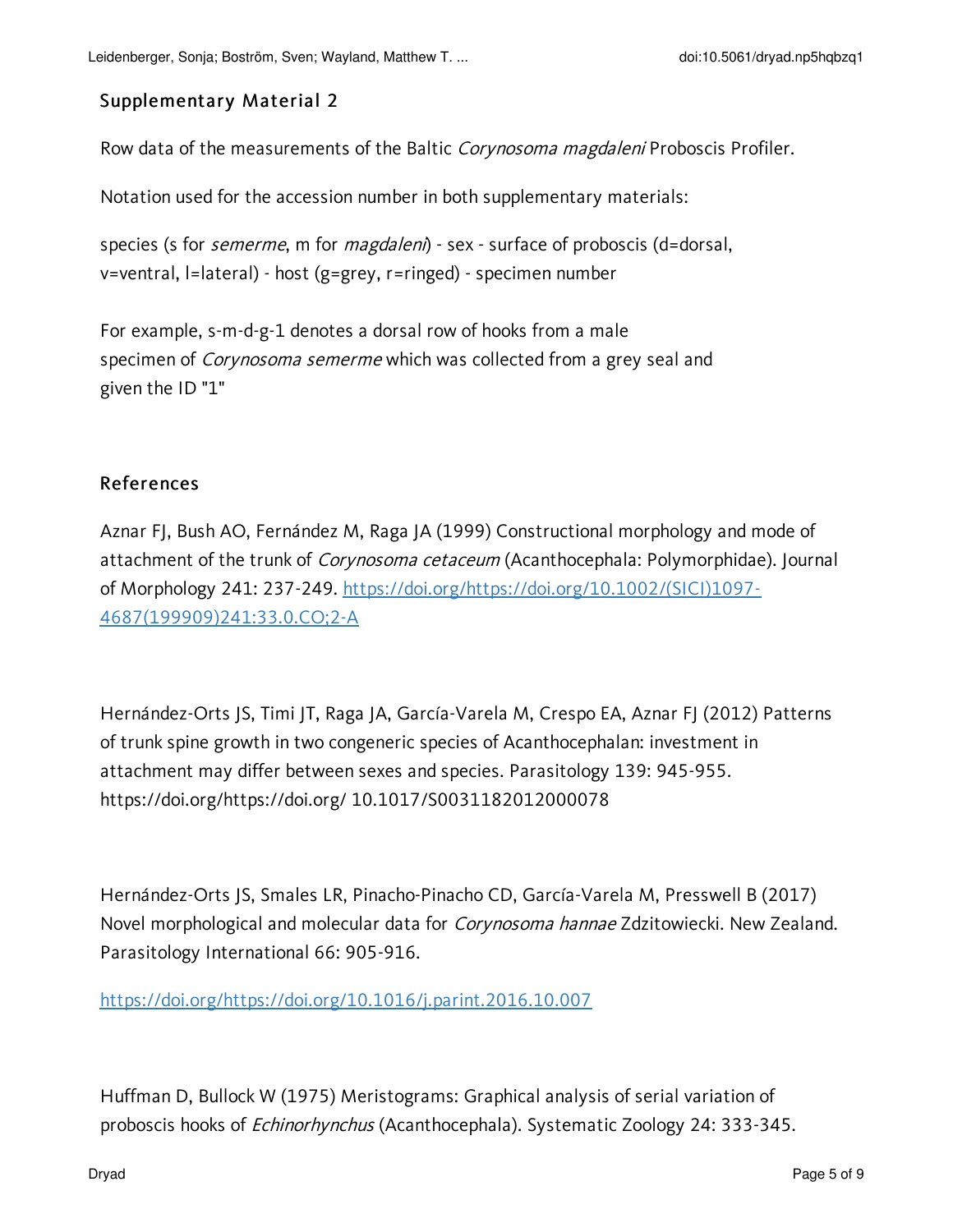## Supplementary Material 2

Row data of the measurements of the Baltic *Corynosoma magdaleni* Proboscis Profiler.

Notation used for the accession number in both supplementary materials:

species (s for *semerme*, m for *magdaleni*) - sex - surface of proboscis (d=dorsal, v=ventral, l=lateral) - host (g=grey, r=ringed) - specimen number

For example, s-m-d-g-1 denotes a dorsal row of hooks from a male specimen of *Corynosoma semerme* which was collected from a grey seal and given the ID "1"

## References

Aznar FJ, Bush AO, Fernández M, Raga JA (1999) Constructional morphology and mode of attachment of the trunk of *Corynosoma cetaceum* (Acanthocephala: Polymorphidae). Journal of Morphology 241: 237-249. [https://doi.org/https://doi.org/10.1002/(SICI)1097-4687(199909)241:33.0.CO;2-A](https://doi.org/https://doi.org/10.1002/(SICI)1097-4687(199909)241:33.0.CO;2-A)

Hernández-Orts JS, Timi JT, Raga JA, García-Varela M, Crespo EA, Aznar FJ (2012) Patterns of trunk spine growth in two congeneric species of Acanthocephalan: investment in attachment may differ between sexes and species. Parasitology 139: 945-955. https://doi.org/https://doi.org/ 10.1017/S0031182012000078

Hernández-Orts JS, Smales LR, Pinacho-Pinacho CD, García-Varela M, Presswell B (2017) Novel morphological and molecular data for *Corynosoma hannae* Zdzitowiecki. New Zealand. Parasitology International 66: 905-916.

[https://doi.org/https://doi.org/10.1016/j.parint.2016.10.007](https://doi.org/https://doi.org/10.1016/j.parint.2016.10.007)

Huffman D, Bullock W (1975) Meristograms: Graphical analysis of serial variation of proboscis hooks of *Echinorhynchus* (Acanthocephala). Systematic Zoology 24: 333-345.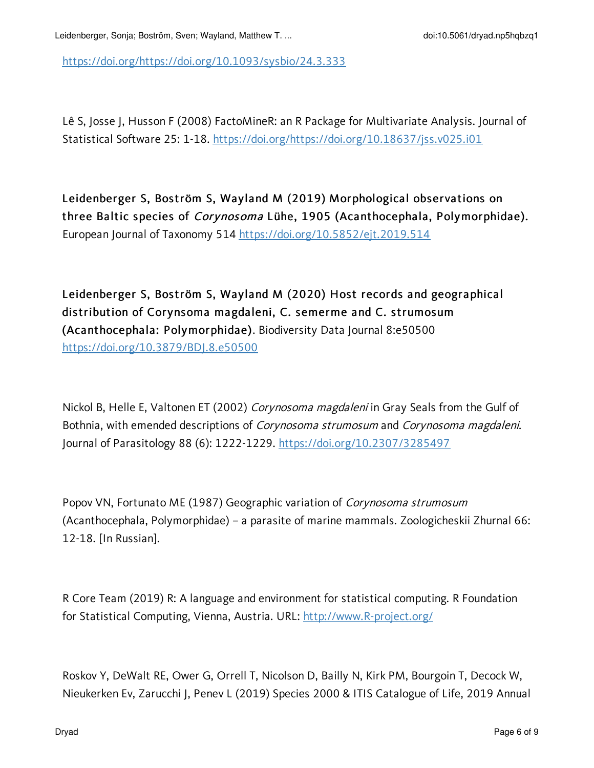https://doi.org/https://doi.org/10.1093/sysbio/24.3.333

Lê S, Josse J, Husson F (2008) FactoMineR: an R Package for Multivariate Analysis. Journal of Statistical Software 25: 1-18. https://doi.org/https://doi.org/10.18637/jss.v025.i01

**Leidenberger S, Boström S, Wayland M (2019) Morphological observations on three Baltic species of *Corynosoma* Lühe, 1905 (Acanthocephala, Polymorphidae).** European Journal of Taxonomy 514 https://doi.org/10.5852/ejt.2019.514

**Leidenberger S, Boström S, Wayland M (2020) Host records and geographical distribution of Corynsoma magdaleni, C. semerme and C. strumosum (Acanthocephala: Polymorphidae).** Biodiversity Data Journal 8:e50500 https://doi.org/10.3879/BDJ.8.e50500

Nickol B, Helle E, Valtonen ET (2002) *Corynosoma magdaleni* in Gray Seals from the Gulf of Bothnia, with emended descriptions of *Corynosoma strumosum* and *Corynosoma magdaleni*. Journal of Parasitology 88 (6): 1222-1229. https://doi.org/10.2307/3285497

Popov VN, Fortunato ME (1987) Geographic variation of *Corynosoma strumosum* (Acanthocephala, Polymorphidae) – a parasite of marine mammals. Zoologicheskii Zhurnal 66: 12-18. [In Russian].

R Core Team (2019) R: A language and environment for statistical computing. R Foundation for Statistical Computing, Vienna, Austria. URL: http://www.R-project.org/

Roskov Y, DeWalt RE, Ower G, Orrell T, Nicolson D, Bailly N, Kirk PM, Bourgoin T, Decock W, Nieukerken Ev, Zarucchi J, Penev L (2019) Species 2000 & ITIS Catalogue of Life, 2019 Annual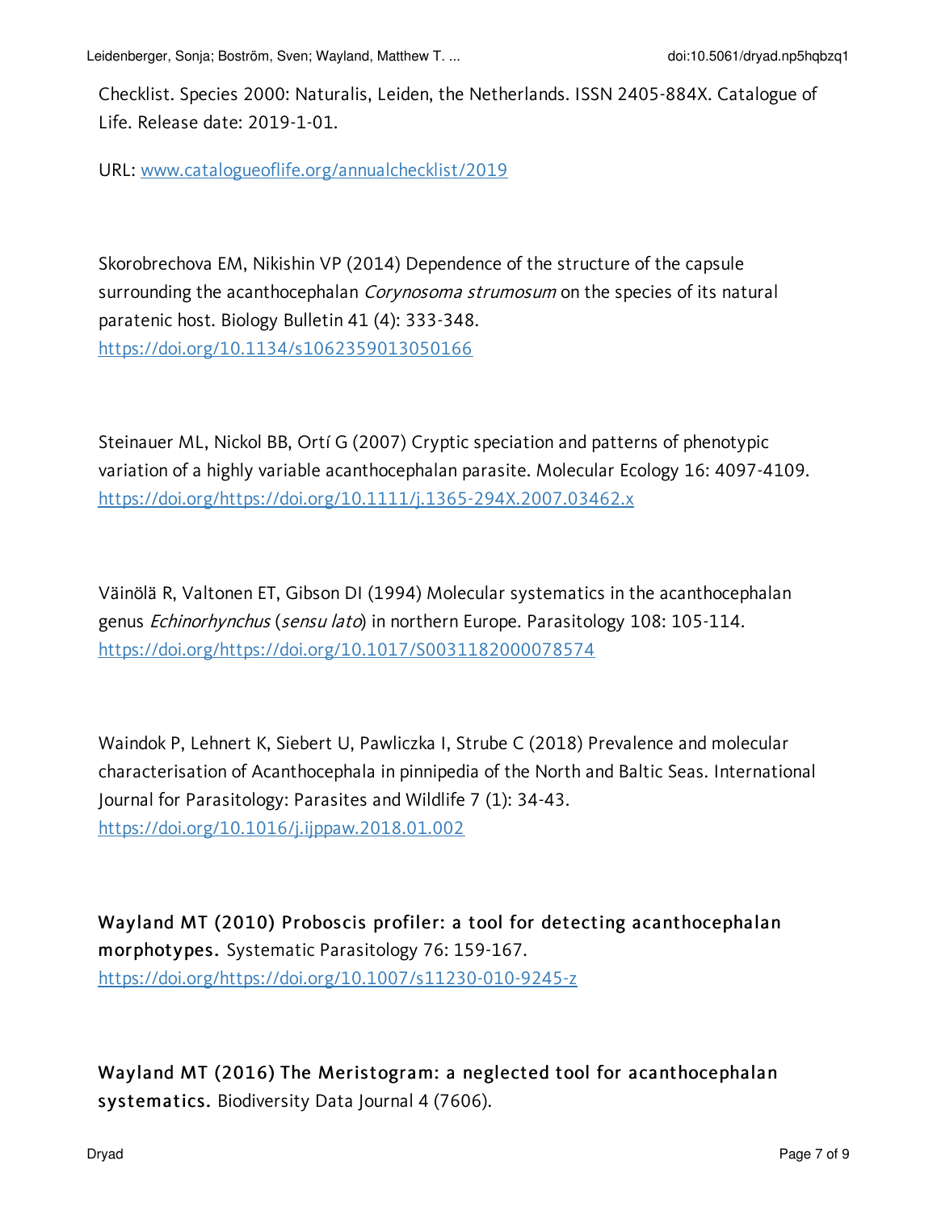Checklist. Species 2000: Naturalis, Leiden, the Netherlands. ISSN 2405-884X. Catalogue of Life. Release date: 2019-1-01.

URL: [www.catalogueoflife.org/annualchecklist/2019](www.catalogueoflife.org/annualchecklist/2019)

Skorobrechova EM, Nikishin VP (2014) Dependence of the structure of the capsule surrounding the acanthocephalan *Corynosoma strumosum* on the species of its natural paratenic host. Biology Bulletin 41 (4): 333-348. [https://doi.org/10.1134/s1062359013050166](https://doi.org/10.1134/s1062359013050166)

Steinauer ML, Nickol BB, Ortí G (2007) Cryptic speciation and patterns of phenotypic variation of a highly variable acanthocephalan parasite. Molecular Ecology 16: 4097-4109. [https://doi.org/https://doi.org/10.1111/j.1365-294X.2007.03462.x](https://doi.org/https://doi.org/10.1111/j.1365-294X.2007.03462.x)

Väinölä R, Valtonen ET, Gibson DI (1994) Molecular systematics in the acanthocephalan genus *Echinorhynchus* (*sensu lato*) in northern Europe. Parasitology 108: 105-114. [https://doi.org/https://doi.org/10.1017/S0031182000078574](https://doi.org/https://doi.org/10.1017/S0031182000078574)

Waindok P, Lehnert K, Siebert U, Pawliczka I, Strube C (2018) Prevalence and molecular characterisation of Acanthocephala in pinnipedia of the North and Baltic Seas. International Journal for Parasitology: Parasites and Wildlife 7 (1): 34-43. [https://doi.org/10.1016/j.ijppaw.2018.01.002](https://doi.org/10.1016/j.ijppaw.2018.01.002)

**Wayland MT (2010) Proboscis profiler: a tool for detecting acanthocephalan morphotypes.** Systematic Parasitology 76: 159-167. [https://doi.org/https://doi.org/10.1007/s11230-010-9245-z](https://doi.org/https://doi.org/10.1007/s11230-010-9245-z)

**Wayland MT (2016) The Meristogram: a neglected tool for acanthocephalan systematics.** Biodiversity Data Journal 4 (7606).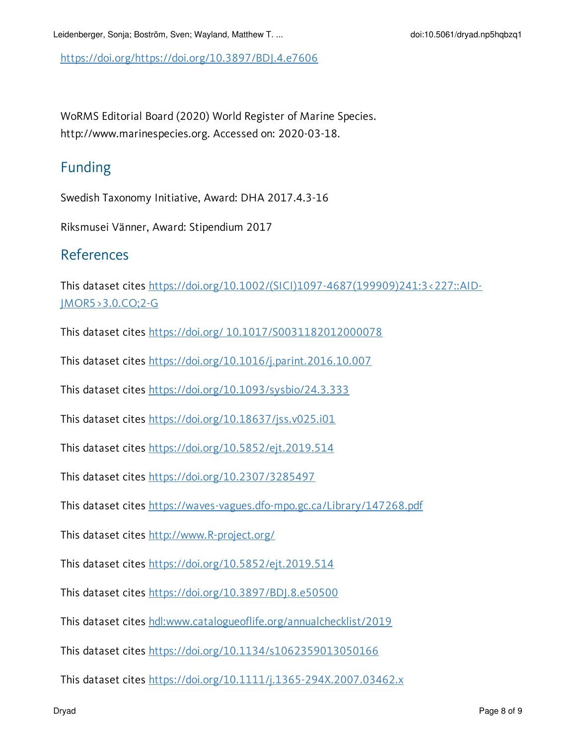https://doi.org/https://doi.org/10.3897/BDJ.4.e7606

WoRMS Editorial Board (2020) World Register of Marine Species. http://www.marinespecies.org. Accessed on: 2020-03-18.

## Funding

Swedish Taxonomy Initiative, Award: DHA 2017.4.3-16

Riksmusei Vänner, Award: Stipendium 2017

## References

This dataset cites https://doi.org/10.1002/(SICI)1097-4687(199909)241:3<227::AID-JMOR5>3.0.CO;2-G

This dataset cites https://doi.org/ 10.1017/S0031182012000078

This dataset cites https://doi.org/10.1016/j.parint.2016.10.007

This dataset cites https://doi.org/10.1093/sysbio/24.3.333

This dataset cites https://doi.org/10.18637/jss.v025.i01

This dataset cites https://doi.org/10.5852/ejt.2019.514

This dataset cites https://doi.org/10.2307/3285497

This dataset cites https://waves-vagues.dfo-mpo.gc.ca/Library/147268.pdf

This dataset cites http://www.R-project.org/

This dataset cites https://doi.org/10.5852/ejt.2019.514

This dataset cites https://doi.org/10.3897/BDJ.8.e50500

This dataset cites hdl:www.catalogueoflife.org/annualchecklist/2019

This dataset cites https://doi.org/10.1134/s1062359013050166

This dataset cites https://doi.org/10.1111/j.1365-294X.2007.03462.x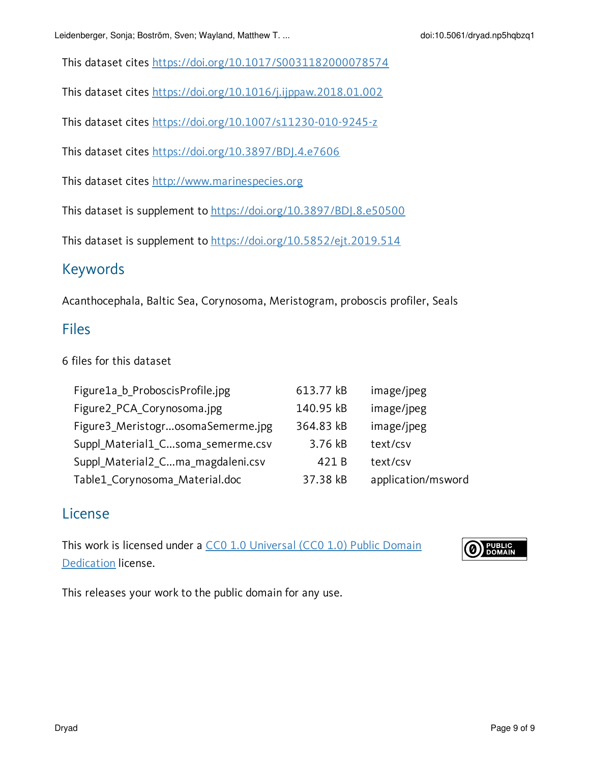This dataset cites https://doi.org/10.1017/S0031182000078574

This dataset cites https://doi.org/10.1016/j.ijppaw.2018.01.002

This dataset cites https://doi.org/10.1007/s11230-010-9245-z

This dataset cites https://doi.org/10.3897/BDJ.4.e7606

This dataset cites http://www.marinespecies.org

This dataset is supplement to https://doi.org/10.3897/BDJ.8.e50500

This dataset is supplement to https://doi.org/10.5852/ejt.2019.514

## Keywords

Acanthocephala, Baltic Sea, Corynosoma, Meristogram, proboscis profiler, Seals

## Files

6 files for this dataset

| | | |
|---|---|---|
| Figure1a_b_ProboscisProfile.jpg | 613.77 kB | image/jpeg |
| Figure2_PCA_Corynosoma.jpg | 140.95 kB | image/jpeg |
| Figure3_Meristogr...osomaSemerme.jpg | 364.83 kB | image/jpeg |
| Suppl_Material1_C...soma_semerme.csv | 3.76 kB | text/csv |
| Suppl_Material2_C...ma_magdaleni.csv | 421 B | text/csv |
| Table1_Corynosoma_Material.doc | 37.38 kB | application/msword |

## License

This work is licensed under a CC0 1.0 Universal (CC0 1.0) Public Domain Dedication license.

PUBLIC DOMAIN

This releases your work to the public domain for any use.